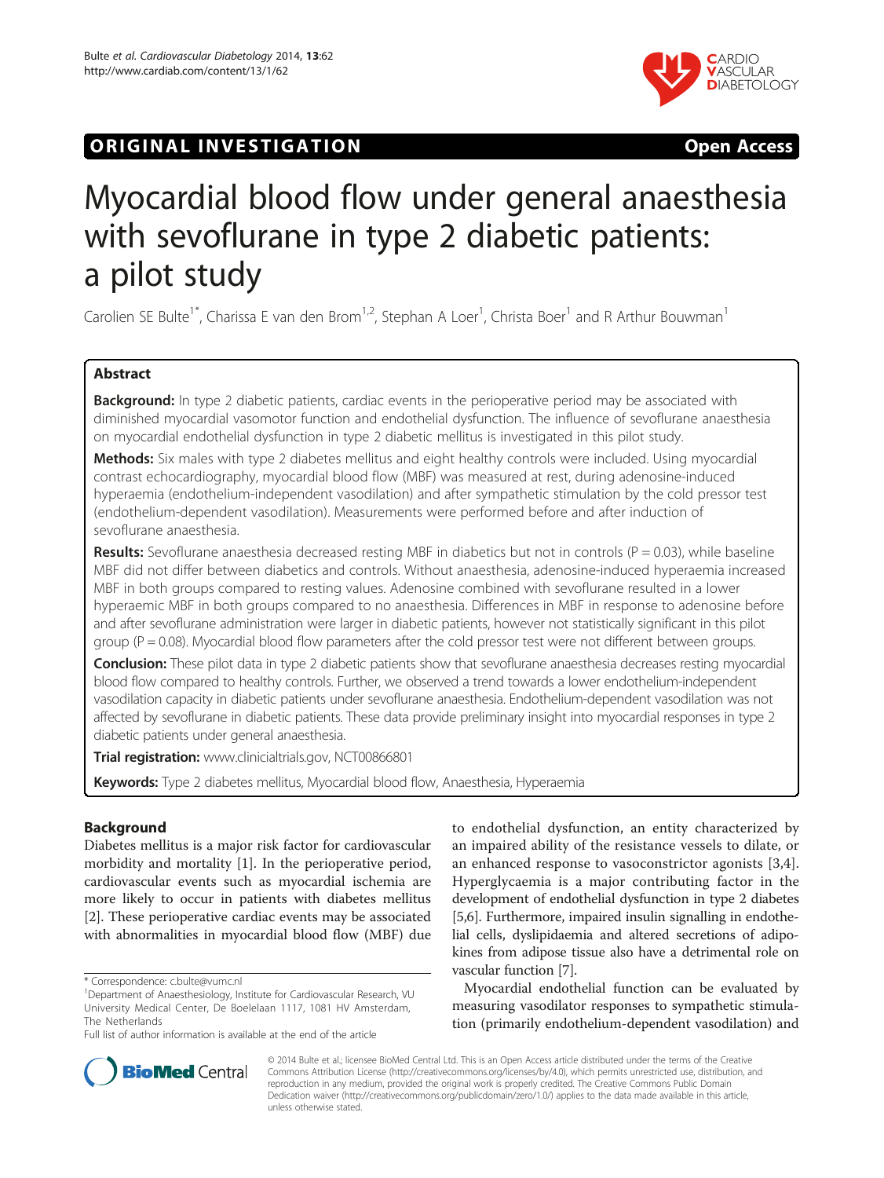ORIGINAL INVESTIGATION

Open Access

# Myocardial blood flow under general anaesthesia with sevoflurane in type 2 diabetic patients: a pilot study

Carolien SE Bulte[1*], Charissa E van den Brom[1,2], Stephan A Loer[1], Christa Boer[1] and R Arthur Bouwman[1]

## Abstract

**Background:** In type 2 diabetic patients, cardiac events in the perioperative period may be associated with diminished myocardial vasomotor function and endothelial dysfunction. The influence of sevoflurane anaesthesia on myocardial endothelial dysfunction in type 2 diabetic mellitus is investigated in this pilot study.

**Methods:** Six males with type 2 diabetes mellitus and eight healthy controls were included. Using myocardial contrast echocardiography, myocardial blood flow (MBF) was measured at rest, during adenosine-induced hyperaemia (endothelium-independent vasodilation) and after sympathetic stimulation by the cold pressor test (endothelium-dependent vasodilation). Measurements were performed before and after induction of sevoflurane anaesthesia.

**Results:** Sevoflurane anaesthesia decreased resting MBF in diabetics but not in controls ($P = 0.03$), while baseline MBF did not differ between diabetics and controls. Without anaesthesia, adenosine-induced hyperaemia increased MBF in both groups compared to resting values. Adenosine combined with sevoflurane resulted in a lower hyperaemic MBF in both groups compared to no anaesthesia. Differences in MBF in response to adenosine before and after sevoflurane administration were larger in diabetic patients, however not statistically significant in this pilot group ($P = 0.08$). Myocardial blood flow parameters after the cold pressor test were not different between groups.

**Conclusion:** These pilot data in type 2 diabetic patients show that sevoflurane anaesthesia decreases resting myocardial blood flow compared to healthy controls. Further, we observed a trend towards a lower endothelium-independent vasodilation capacity in diabetic patients under sevoflurane anaesthesia. Endothelium-dependent vasodilation was not affected by sevoflurane in diabetic patients. These data provide preliminary insight into myocardial responses in type 2 diabetic patients under general anaesthesia.

**Trial registration:** www.clinicialtrials.gov, NCT00866801

**Keywords:** Type 2 diabetes mellitus, Myocardial blood flow, Anaesthesia, Hyperaemia

## Background

Diabetes mellitus is a major risk factor for cardiovascular morbidity and mortality [1]. In the perioperative period, cardiovascular events such as myocardial ischemia are more likely to occur in patients with diabetes mellitus [2]. These perioperative cardiac events may be associated with abnormalities in myocardial blood flow (MBF) due to endothelial dysfunction, an entity characterized by an impaired ability of the resistance vessels to dilate, or an enhanced response to vasoconstrictor agonists [3,4]. Hyperglycaemia is a major contributing factor in the development of endothelial dysfunction in type 2 diabetes [5,6]. Furthermore, impaired insulin signalling in endothelial cells, dyslipidaemia and altered secretions of adipokines from adipose tissue also have a detrimental role on vascular function [7].

Myocardial endothelial function can be evaluated by measuring vasodilator responses to sympathetic stimulation (primarily endothelium-dependent vasodilation) and

\* Correspondence: c.bulte@vumc.nl

[1]Department of Anaesthesiology, Institute for Cardiovascular Research, VU University Medical Center, De Boelelaan 1117, 1081 HV Amsterdam, The Netherlands

Full list of author information is available at the end of the article

© 2014 Bulte et al.; licensee BioMed Central Ltd. This is an Open Access article distributed under the terms of the Creative Commons Attribution License (http://creativecommons.org/licenses/by/4.0), which permits unrestricted use, distribution, and reproduction in any medium, provided the original work is properly credited. The Creative Commons Public Domain Dedication waiver (http://creativecommons.org/publicdomain/zero/1.0/) applies to the data made available in this article, unless otherwise stated.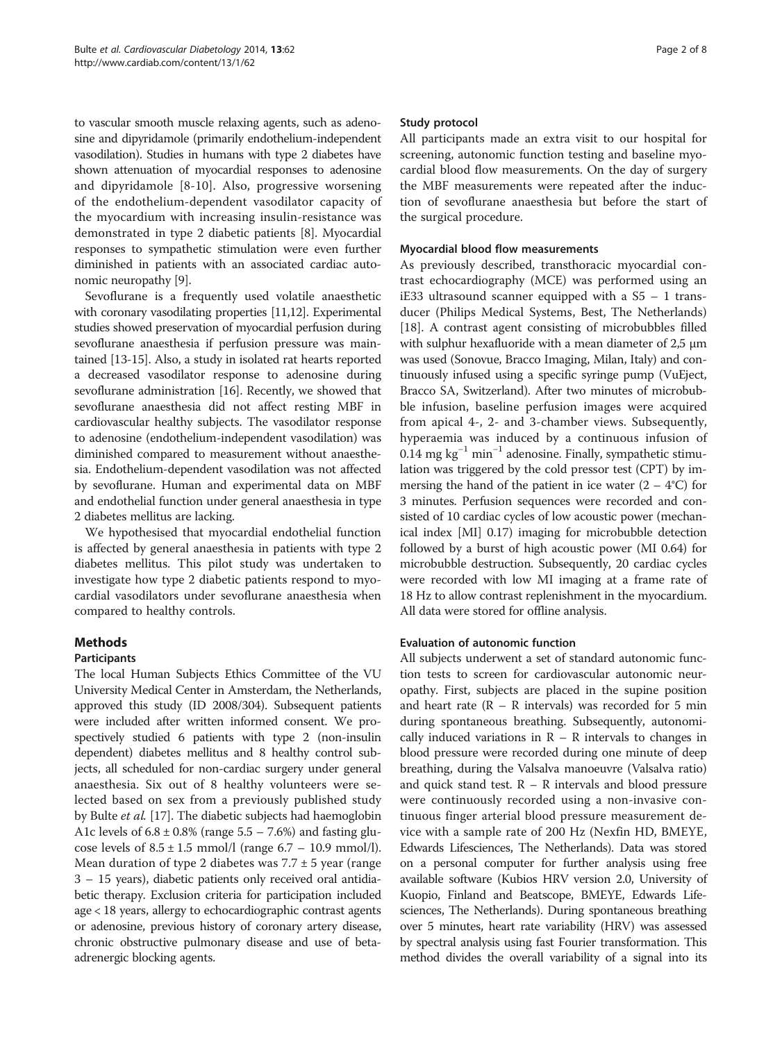to vascular smooth muscle relaxing agents, such as adenosine and dipyridamole (primarily endothelium-independent vasodilation). Studies in humans with type 2 diabetes have shown attenuation of myocardial responses to adenosine and dipyridamole [8-10]. Also, progressive worsening of the endothelium-dependent vasodilator capacity of the myocardium with increasing insulin-resistance was demonstrated in type 2 diabetic patients [8]. Myocardial responses to sympathetic stimulation were even further diminished in patients with an associated cardiac autonomic neuropathy [9].

Sevoflurane is a frequently used volatile anaesthetic with coronary vasodilating properties [11,12]. Experimental studies showed preservation of myocardial perfusion during sevoflurane anaesthesia if perfusion pressure was maintained [13-15]. Also, a study in isolated rat hearts reported a decreased vasodilator response to adenosine during sevoflurane administration [16]. Recently, we showed that sevoflurane anaesthesia did not affect resting MBF in cardiovascular healthy subjects. The vasodilator response to adenosine (endothelium-independent vasodilation) was diminished compared to measurement without anaesthesia. Endothelium-dependent vasodilation was not affected by sevoflurane. Human and experimental data on MBF and endothelial function under general anaesthesia in type 2 diabetes mellitus are lacking.

We hypothesised that myocardial endothelial function is affected by general anaesthesia in patients with type 2 diabetes mellitus. This pilot study was undertaken to investigate how type 2 diabetic patients respond to myocardial vasodilators under sevoflurane anaesthesia when compared to healthy controls.

## Methods

### Participants

The local Human Subjects Ethics Committee of the VU University Medical Center in Amsterdam, the Netherlands, approved this study (ID 2008/304). Subsequent patients were included after written informed consent. We prospectively studied 6 patients with type 2 (non-insulin dependent) diabetes mellitus and 8 healthy control subjects, all scheduled for non-cardiac surgery under general anaesthesia. Six out of 8 healthy volunteers were selected based on sex from a previously published study by Bulte *et al.* [17]. The diabetic subjects had haemoglobin A1c levels of 6.8 ± 0.8% (range 5.5 – 7.6%) and fasting glucose levels of 8.5 ± 1.5 mmol/l (range 6.7 – 10.9 mmol/l). Mean duration of type 2 diabetes was 7.7 ± 5 year (range 3 – 15 years), diabetic patients only received oral antidiabetic therapy. Exclusion criteria for participation included age < 18 years, allergy to echocardiographic contrast agents or adenosine, previous history of coronary artery disease, chronic obstructive pulmonary disease and use of beta-adrenergic blocking agents.

### Study protocol

All participants made an extra visit to our hospital for screening, autonomic function testing and baseline myocardial blood flow measurements. On the day of surgery the MBF measurements were repeated after the induction of sevoflurane anaesthesia but before the start of the surgical procedure.

### Myocardial blood flow measurements

As previously described, transthoracic myocardial contrast echocardiography (MCE) was performed using an iE33 ultrasound scanner equipped with a S5 – 1 transducer (Philips Medical Systems, Best, The Netherlands) [18]. A contrast agent consisting of microbubbles filled with sulphur hexafluoride with a mean diameter of 2,5 μm was used (Sonovue, Bracco Imaging, Milan, Italy) and continuously infused using a specific syringe pump (VuEject, Bracco SA, Switzerland). After two minutes of microbubble infusion, baseline perfusion images were acquired from apical 4-, 2- and 3-chamber views. Subsequently, hyperaemia was induced by a continuous infusion of 0.14 mg $kg^{-1}$ $min^{-1}$ adenosine. Finally, sympathetic stimulation was triggered by the cold pressor test (CPT) by immersing the hand of the patient in ice water (2 – 4°C) for 3 minutes. Perfusion sequences were recorded and consisted of 10 cardiac cycles of low acoustic power (mechanical index [MI] 0.17) imaging for microbubble detection followed by a burst of high acoustic power (MI 0.64) for microbubble destruction. Subsequently, 20 cardiac cycles were recorded with low MI imaging at a frame rate of 18 Hz to allow contrast replenishment in the myocardium. All data were stored for offline analysis.

### Evaluation of autonomic function

All subjects underwent a set of standard autonomic function tests to screen for cardiovascular autonomic neuropathy. First, subjects are placed in the supine position and heart rate (R – R intervals) was recorded for 5 min during spontaneous breathing. Subsequently, autonomically induced variations in R – R intervals to changes in blood pressure were recorded during one minute of deep breathing, during the Valsalva manoeuvre (Valsalva ratio) and quick stand test. R – R intervals and blood pressure were continuously recorded using a non-invasive continuous finger arterial blood pressure measurement device with a sample rate of 200 Hz (Nexfin HD, BMEYE, Edwards Lifesciences, The Netherlands). Data was stored on a personal computer for further analysis using free available software (Kubios HRV version 2.0, University of Kuopio, Finland and Beatscope, BMEYE, Edwards Lifesciences, The Netherlands). During spontaneous breathing over 5 minutes, heart rate variability (HRV) was assessed by spectral analysis using fast Fourier transformation. This method divides the overall variability of a signal into its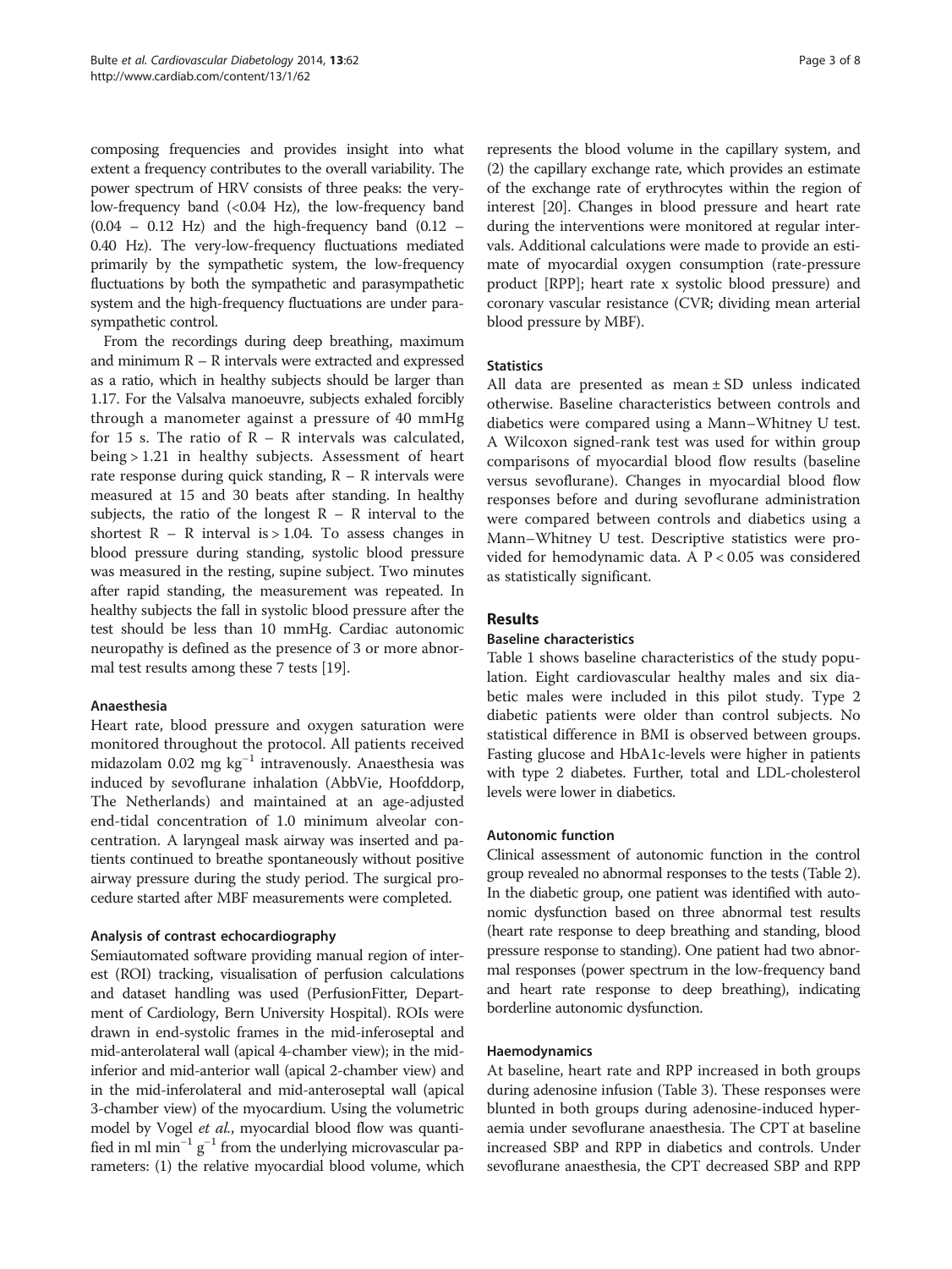composing frequencies and provides insight into what extent a frequency contributes to the overall variability. The power spectrum of HRV consists of three peaks: the very-low-frequency band (<0.04 Hz), the low-frequency band (0.04 – 0.12 Hz) and the high-frequency band (0.12 – 0.40 Hz). The very-low-frequency fluctuations mediated primarily by the sympathetic system, the low-frequency fluctuations by both the sympathetic and parasympathetic system and the high-frequency fluctuations are under parasympathetic control.

From the recordings during deep breathing, maximum and minimum R – R intervals were extracted and expressed as a ratio, which in healthy subjects should be larger than 1.17. For the Valsalva manoeuvre, subjects exhaled forcibly through a manometer against a pressure of 40 mmHg for 15 s. The ratio of R – R intervals was calculated, being > 1.21 in healthy subjects. Assessment of heart rate response during quick standing, R – R intervals were measured at 15 and 30 beats after standing. In healthy subjects, the ratio of the longest R – R interval to the shortest R – R interval is > 1.04. To assess changes in blood pressure during standing, systolic blood pressure was measured in the resting, supine subject. Two minutes after rapid standing, the measurement was repeated. In healthy subjects the fall in systolic blood pressure after the test should be less than 10 mmHg. Cardiac autonomic neuropathy is defined as the presence of 3 or more abnormal test results among these 7 tests [19].

#### Anaesthesia

Heart rate, blood pressure and oxygen saturation were monitored throughout the protocol. All patients received midazolam 0.02 mg $kg^{-1}$ intravenously. Anaesthesia was induced by sevoflurane inhalation (AbbVie, Hoofddorp, The Netherlands) and maintained at an age-adjusted end-tidal concentration of 1.0 minimum alveolar concentration. A laryngeal mask airway was inserted and patients continued to breathe spontaneously without positive airway pressure during the study period. The surgical procedure started after MBF measurements were completed.

#### Analysis of contrast echocardiography

Semiautomated software providing manual region of interest (ROI) tracking, visualisation of perfusion calculations and dataset handling was used (PerfusionFitter, Department of Cardiology, Bern University Hospital). ROIs were drawn in end-systolic frames in the mid-inferoseptal and mid-anterolateral wall (apical 4-chamber view); in the mid-inferior and mid-anterior wall (apical 2-chamber view) and in the mid-inferolateral and mid-anteroseptal wall (apical 3-chamber view) of the myocardium. Using the volumetric model by Vogel *et al.*, myocardial blood flow was quantified in ml $min^{-1}$ $g^{-1}$ from the underlying microvascular parameters: (1) the relative myocardial blood volume, which represents the blood volume in the capillary system, and (2) the capillary exchange rate, which provides an estimate of the exchange rate of erythrocytes within the region of interest [20]. Changes in blood pressure and heart rate during the interventions were monitored at regular intervals. Additional calculations were made to provide an estimate of myocardial oxygen consumption (rate-pressure product [RPP]; heart rate x systolic blood pressure) and coronary vascular resistance (CVR; dividing mean arterial blood pressure by MBF).

#### Statistics

All data are presented as mean ± SD unless indicated otherwise. Baseline characteristics between controls and diabetics were compared using a Mann–Whitney U test. A Wilcoxon signed-rank test was used for within group comparisons of myocardial blood flow results (baseline versus sevoflurane). Changes in myocardial blood flow responses before and during sevoflurane administration were compared between controls and diabetics using a Mann–Whitney U test. Descriptive statistics were provided for hemodynamic data. A $P < 0.05$ was considered as statistically significant.

## Results

#### Baseline characteristics

Table 1 shows baseline characteristics of the study population. Eight cardiovascular healthy males and six diabetic males were included in this pilot study. Type 2 diabetic patients were older than control subjects. No statistical difference in BMI is observed between groups. Fasting glucose and HbA1c-levels were higher in patients with type 2 diabetes. Further, total and LDL-cholesterol levels were lower in diabetics.

#### Autonomic function

Clinical assessment of autonomic function in the control group revealed no abnormal responses to the tests (Table 2). In the diabetic group, one patient was identified with autonomic dysfunction based on three abnormal test results (heart rate response to deep breathing and standing, blood pressure response to standing). One patient had two abnormal responses (power spectrum in the low-frequency band and heart rate response to deep breathing), indicating borderline autonomic dysfunction.

#### Haemodynamics

At baseline, heart rate and RPP increased in both groups during adenosine infusion (Table 3). These responses were blunted in both groups during adenosine-induced hyperaemia under sevoflurane anaesthesia. The CPT at baseline increased SBP and RPP in diabetics and controls. Under sevoflurane anaesthesia, the CPT decreased SBP and RPP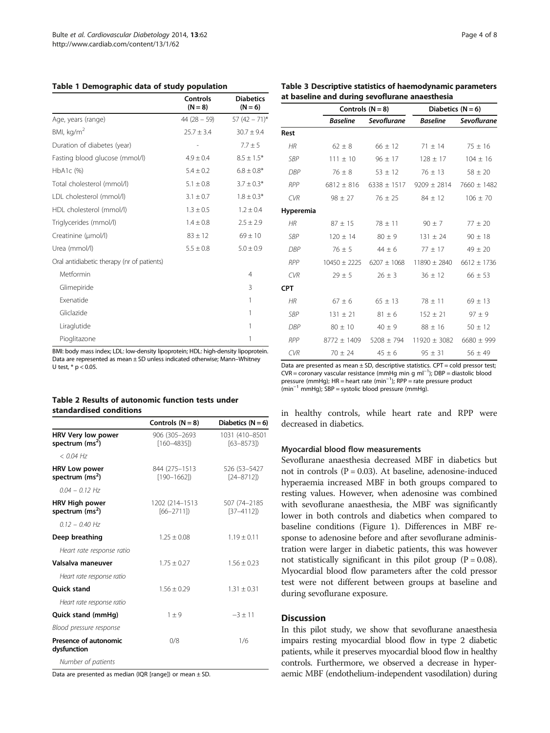**Table 1 Demographic data of study population**

| | Controls (N = 8) | Diabetics (N = 6) |
|---|---|---|
| Age, years (range) | 44 (28 – 59) | 57 (42 – 71)* |
| BMI, kg/m$^2$ | 25.7 ± 3.4 | 30.7 ± 9.4 |
| Duration of diabetes (year) | - | 7.7 ± 5 |
| Fasting blood glucose (mmol/l) | 4.9 ± 0.4 | 8.5 ± 1.5* |
| HbA1c (%) | 5.4 ± 0.2 | 6.8 ± 0.8* |
| Total cholesterol (mmol/l) | 5.1 ± 0.8 | 3.7 ± 0.3* |
| LDL cholesterol (mmol/l) | 3.1 ± 0.7 | 1.8 ± 0.3* |
| HDL cholesterol (mmol/l) | 1.3 ± 0.5 | 1.2 ± 0.4 |
| Triglycerides (mmol/l) | 1.4 ± 0.8 | 2.5 ± 2.9 |
| Creatinine (μmol/l) | 83 ± 12 | 69 ± 10 |
| Urea (mmol/l) | 5.5 ± 0.8 | 5.0 ± 0.9 |
| Oral antidiabetic therapy (nr of patients) | | |
| Metformin | | 4 |
| Glimepiride | | 3 |
| Exenatide | | 1 |
| Gliclazide | | 1 |
| Liraglutide | | 1 |
| Pioglitazone | | 1 |

BMI: body mass index; LDL: low-density lipoprotein; HDL: high-density lipoprotein. Data are represented as mean ± SD unless indicated otherwise; Mann–Whitney U test, * $p < 0.05$.

**Table 2 Results of autonomic function tests under standardised conditions**

| | Controls (N = 8) | Diabetics (N = 6) |
|---|---|---|
| **HRV Very low power spectrum (ms$^2$)** | 906 (305–2693 [160–4835]) | 1031 (410–8501 [63–8573]) |
| *< 0.04 Hz* | | |
| **HRV Low power spectrum (ms$^2$)** | 844 (275–1513 [190–1662]) | 526 (53–5427 [24–8712]) |
| *0.04 – 0.12 Hz* | | |
| **HRV High power spectrum (ms$^2$)** | 1202 (214–1513 [66–2711]) | 507 (74–2185 [37–4112]) |
| *0.12 – 0.40 Hz* | | |
| **Deep breathing** | 1.25 ± 0.08 | 1.19 ± 0.11 |
| *Heart rate response ratio* | | |
| **Valsalva maneuver** | 1.75 ± 0.27 | 1.56 ± 0.23 |
| *Heart rate response ratio* | | |
| **Quick stand** | 1.56 ± 0.29 | 1.31 ± 0.31 |
| *Heart rate response ratio* | | |
| **Quick stand (mmHg)** | 1 ± 9 | −3 ± 11 |
| *Blood pressure response* | | |
| **Presence of autonomic dysfunction** | 0/8 | 1/6 |
| *Number of patients* | | |

Data are presented as median (IQR [range]) or mean ± SD.

**Table 3 Descriptive statistics of haemodynamic parameters at baseline and during sevoflurane anaesthesia**

| | Controls (N = 8) | | Diabetics (N = 6) | |
|---|---|---|---|---|
| | *Baseline* | *Sevoflurane* | *Baseline* | *Sevoflurane* |
| **Rest** | | | | |
| *HR* | 62 ± 8 | 66 ± 12 | 71 ± 14 | 75 ± 16 |
| *SBP* | 111 ± 10 | 96 ± 17 | 128 ± 17 | 104 ± 16 |
| *DBP* | 76 ± 8 | 53 ± 12 | 76 ± 13 | 58 ± 20 |
| *RPP* | 6812 ± 816 | 6338 ± 1517 | 9209 ± 2814 | 7660 ± 1482 |
| *CVR* | 98 ± 27 | 76 ± 25 | 84 ± 12 | 106 ± 70 |
| **Hyperemia** | | | | |
| *HR* | 87 ± 15 | 78 ± 11 | 90 ± 7 | 77 ± 20 |
| *SBP* | 120 ± 14 | 80 ± 9 | 131 ± 24 | 90 ± 18 |
| *DBP* | 76 ± 5 | 44 ± 6 | 77 ± 17 | 49 ± 20 |
| *RPP* | 10450 ± 2225 | 6207 ± 1068 | 11890 ± 2840 | 6612 ± 1736 |
| *CVR* | 29 ± 5 | 26 ± 3 | 36 ± 12 | 66 ± 53 |
| **CPT** | | | | |
| *HR* | 67 ± 6 | 65 ± 13 | 78 ± 11 | 69 ± 13 |
| *SBP* | 131 ± 21 | 81 ± 6 | 152 ± 21 | 97 ± 9 |
| *DBP* | 80 ± 10 | 40 ± 9 | 88 ± 16 | 50 ± 12 |
| *RPP* | 8772 ± 1409 | 5208 ± 794 | 11920 ± 3082 | 6680 ± 999 |
| *CVR* | 70 ± 24 | 45 ± 6 | 95 ± 31 | 56 ± 49 |

Data are presented as mean ± SD, descriptive statistics. CPT = cold pressor test; CVR = coronary vascular resistance (mmHg min g ml$^{-1}$); DBP = diastolic blood pressure (mmHg); HR = heart rate (min$^{-1}$); RPP = rate pressure product (min$^{-1}$ mmHg); SBP = systolic blood pressure (mmHg).

in healthy controls, while heart rate and RPP were decreased in diabetics.

### Myocardial blood flow measurements

Sevoflurane anaesthesia decreased MBF in diabetics but not in controls (P = 0.03). At baseline, adenosine-induced hyperaemia increased MBF in both groups compared to resting values. However, when adenosine was combined with sevoflurane anaesthesia, the MBF was significantly lower in both controls and diabetics when compared to baseline conditions (Figure 1). Differences in MBF response to adenosine before and after sevoflurane administration were larger in diabetic patients, this was however not statistically significant in this pilot group (P = 0.08). Myocardial blood flow parameters after the cold pressor test were not different between groups at baseline and during sevoflurane exposure.

## Discussion

In this pilot study, we show that sevoflurane anaesthesia impairs resting myocardial blood flow in type 2 diabetic patients, while it preserves myocardial blood flow in healthy controls. Furthermore, we observed a decrease in hyperaemic MBF (endothelium-independent vasodilation) during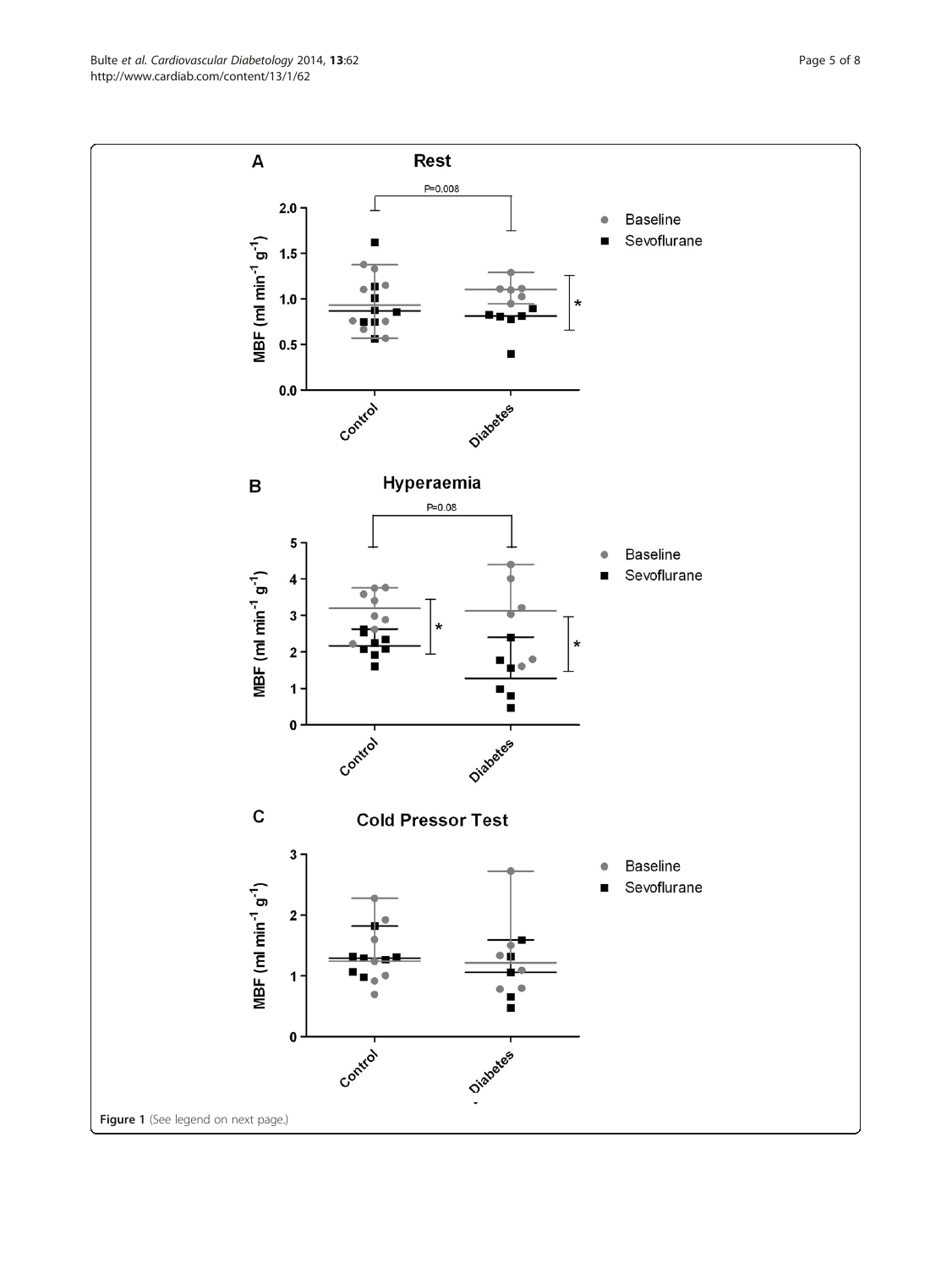A

Rest

P=0.008

MBF (ml min$^{-1}$ g$^{-1}$)

2.0

1.5

1.0

0.5

0.0

Control

Diabetes

*

Baseline

Sevoflurane

B

Hyperaemia

P=0.08

MBF (ml min$^{-1}$ g$^{-1}$)

5

4

3

2

1

0

Control

Diabetes

*

*

Baseline

Sevoflurane

C

Cold Pressor Test

MBF (ml min$^{-1}$ g$^{-1}$)

3

2

1

0

Control

Diabetes

Baseline

Sevoflurane

**Figure 1** (See legend on next page.)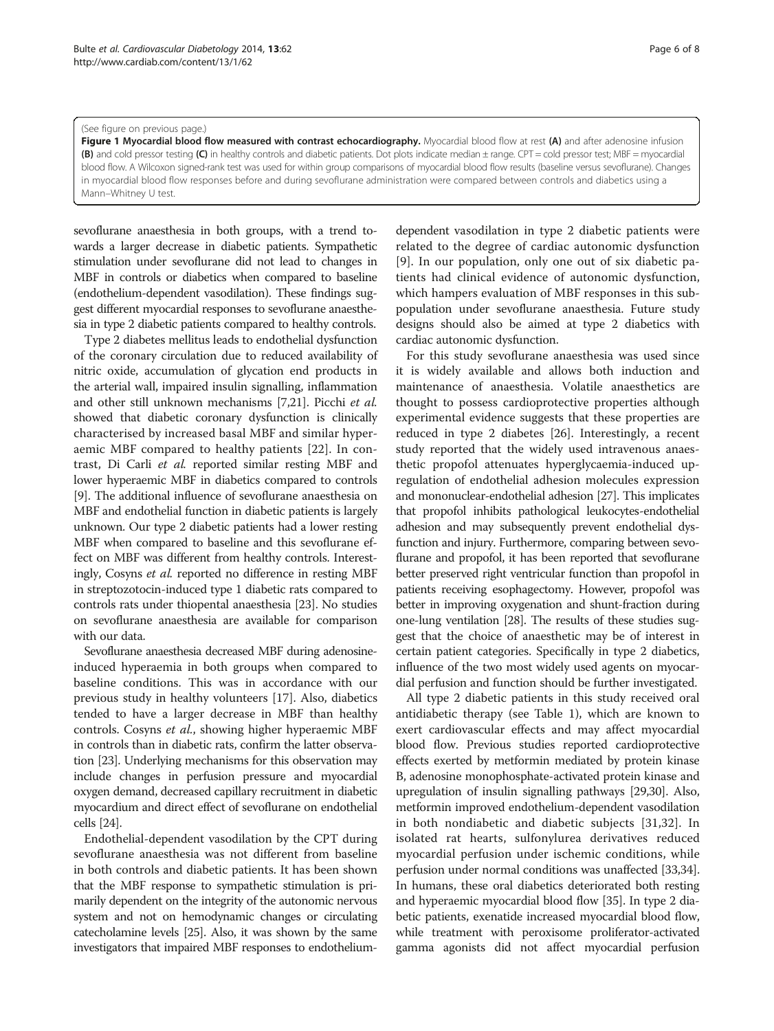(See figure on previous page.)

**Figure 1 Myocardial blood flow measured with contrast echocardiography.** Myocardial blood flow at rest **(A)** and after adenosine infusion **(B)** and cold pressor testing **(C)** in healthy controls and diabetic patients. Dot plots indicate median ± range. CPT = cold pressor test; MBF = myocardial blood flow. A Wilcoxon signed-rank test was used for within group comparisons of myocardial blood flow results (baseline versus sevoflurane). Changes in myocardial blood flow responses before and during sevoflurane administration were compared between controls and diabetics using a Mann–Whitney U test.

sevoflurane anaesthesia in both groups, with a trend towards a larger decrease in diabetic patients. Sympathetic stimulation under sevoflurane did not lead to changes in MBF in controls or diabetics when compared to baseline (endothelium-dependent vasodilation). These findings suggest different myocardial responses to sevoflurane anaesthesia in type 2 diabetic patients compared to healthy controls.

Type 2 diabetes mellitus leads to endothelial dysfunction of the coronary circulation due to reduced availability of nitric oxide, accumulation of glycation end products in the arterial wall, impaired insulin signalling, inflammation and other still unknown mechanisms [7,21]. Picchi *et al.* showed that diabetic coronary dysfunction is clinically characterised by increased basal MBF and similar hyperaemic MBF compared to healthy patients [22]. In contrast, Di Carli *et al.* reported similar resting MBF and lower hyperaemic MBF in diabetics compared to controls [9]. The additional influence of sevoflurane anaesthesia on MBF and endothelial function in diabetic patients is largely unknown. Our type 2 diabetic patients had a lower resting MBF when compared to baseline and this sevoflurane effect on MBF was different from healthy controls. Interestingly, Cosyns *et al.* reported no difference in resting MBF in streptozotocin-induced type 1 diabetic rats compared to controls rats under thiopental anaesthesia [23]. No studies on sevoflurane anaesthesia are available for comparison with our data.

Sevoflurane anaesthesia decreased MBF during adenosine-induced hyperaemia in both groups when compared to baseline conditions. This was in accordance with our previous study in healthy volunteers [17]. Also, diabetics tended to have a larger decrease in MBF than healthy controls. Cosyns *et al.*, showing higher hyperaemic MBF in controls than in diabetic rats, confirm the latter observation [23]. Underlying mechanisms for this observation may include changes in perfusion pressure and myocardial oxygen demand, decreased capillary recruitment in diabetic myocardium and direct effect of sevoflurane on endothelial cells [24].

Endothelial-dependent vasodilation by the CPT during sevoflurane anaesthesia was not different from baseline in both controls and diabetic patients. It has been shown that the MBF response to sympathetic stimulation is primarily dependent on the integrity of the autonomic nervous system and not on hemodynamic changes or circulating catecholamine levels [25]. Also, it was shown by the same investigators that impaired MBF responses to endothelium-dependent vasodilation in type 2 diabetic patients were related to the degree of cardiac autonomic dysfunction [9]. In our population, only one out of six diabetic patients had clinical evidence of autonomic dysfunction, which hampers evaluation of MBF responses in this subpopulation under sevoflurane anaesthesia. Future study designs should also be aimed at type 2 diabetics with cardiac autonomic dysfunction.

For this study sevoflurane anaesthesia was used since it is widely available and allows both induction and maintenance of anaesthesia. Volatile anaesthetics are thought to possess cardioprotective properties although experimental evidence suggests that these properties are reduced in type 2 diabetes [26]. Interestingly, a recent study reported that the widely used intravenous anaesthetic propofol attenuates hyperglycaemia-induced upregulation of endothelial adhesion molecules expression and mononuclear-endothelial adhesion [27]. This implicates that propofol inhibits pathological leukocytes-endothelial adhesion and may subsequently prevent endothelial dysfunction and injury. Furthermore, comparing between sevoflurane and propofol, it has been reported that sevoflurane better preserved right ventricular function than propofol in patients receiving esophagectomy. However, propofol was better in improving oxygenation and shunt-fraction during one-lung ventilation [28]. The results of these studies suggest that the choice of anaesthetic may be of interest in certain patient categories. Specifically in type 2 diabetics, influence of the two most widely used agents on myocardial perfusion and function should be further investigated.

All type 2 diabetic patients in this study received oral antidiabetic therapy (see Table 1), which are known to exert cardiovascular effects and may affect myocardial blood flow. Previous studies reported cardioprotective effects exerted by metformin mediated by protein kinase B, adenosine monophosphate-activated protein kinase and upregulation of insulin signalling pathways [29,30]. Also, metformin improved endothelium-dependent vasodilation in both nondiabetic and diabetic subjects [31,32]. In isolated rat hearts, sulfonylurea derivatives reduced myocardial perfusion under ischemic conditions, while perfusion under normal conditions was unaffected [33,34]. In humans, these oral diabetics deteriorated both resting and hyperaemic myocardial blood flow [35]. In type 2 diabetic patients, exenatide increased myocardial blood flow, while treatment with peroxisome proliferator-activated gamma agonists did not affect myocardial perfusion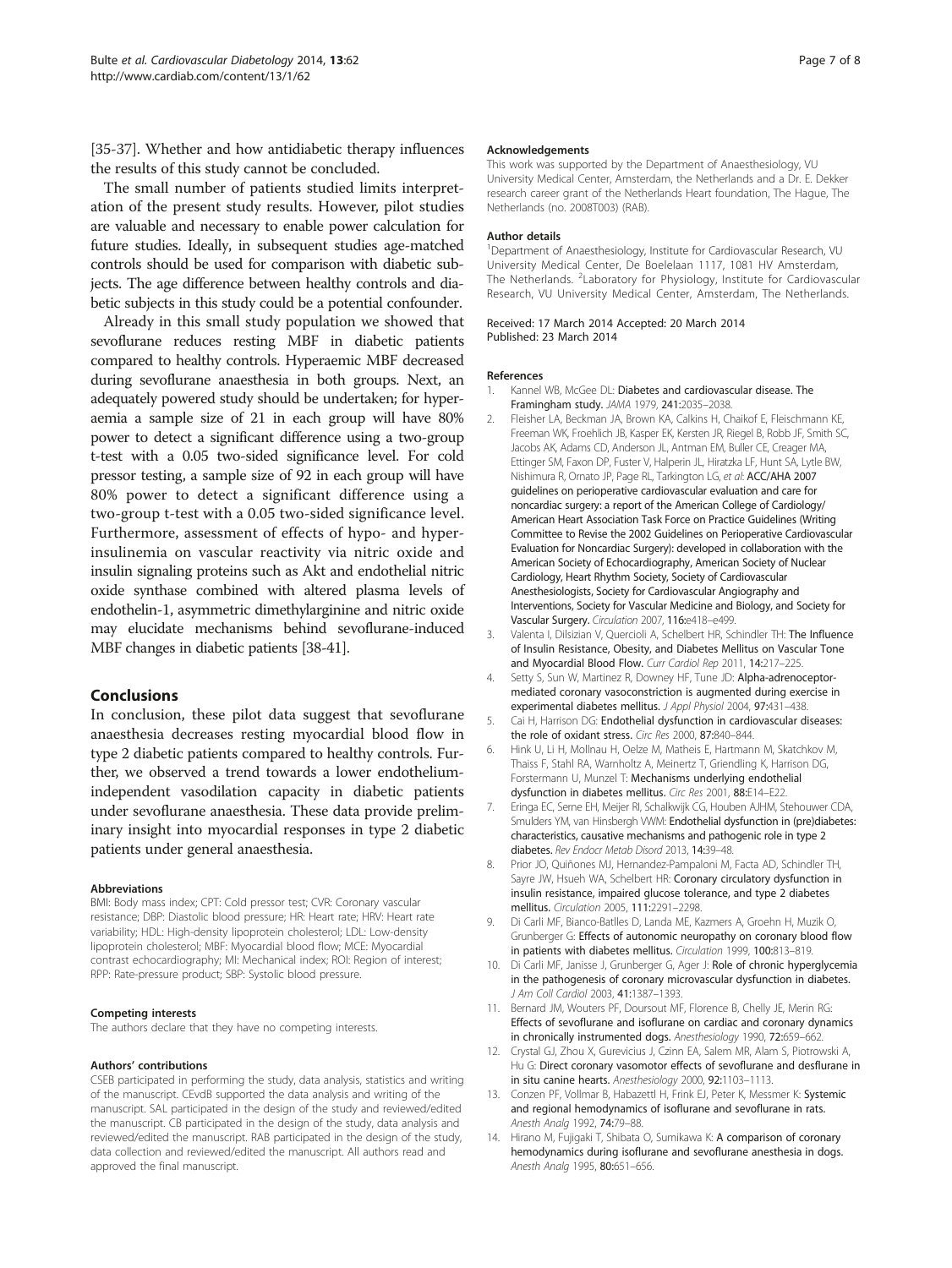[35-37]. Whether and how antidiabetic therapy influences the results of this study cannot be concluded.

The small number of patients studied limits interpretation of the present study results. However, pilot studies are valuable and necessary to enable power calculation for future studies. Ideally, in subsequent studies age-matched controls should be used for comparison with diabetic subjects. The age difference between healthy controls and diabetic subjects in this study could be a potential confounder.

Already in this small study population we showed that sevoflurane reduces resting MBF in diabetic patients compared to healthy controls. Hyperaemic MBF decreased during sevoflurane anaesthesia in both groups. Next, an adequately powered study should be undertaken; for hyperaemia a sample size of 21 in each group will have 80% power to detect a significant difference using a two-group t-test with a 0.05 two-sided significance level. For cold pressor testing, a sample size of 92 in each group will have 80% power to detect a significant difference using a two-group t-test with a 0.05 two-sided significance level. Furthermore, assessment of effects of hypo- and hyperinsulinemia on vascular reactivity via nitric oxide and insulin signaling proteins such as Akt and endothelial nitric oxide synthase combined with altered plasma levels of endothelin-1, asymmetric dimethylarginine and nitric oxide may elucidate mechanisms behind sevoflurane-induced MBF changes in diabetic patients [38-41].

## Conclusions

In conclusion, these pilot data suggest that sevoflurane anaesthesia decreases resting myocardial blood flow in type 2 diabetic patients compared to healthy controls. Further, we observed a trend towards a lower endothelium-independent vasodilation capacity in diabetic patients under sevoflurane anaesthesia. These data provide preliminary insight into myocardial responses in type 2 diabetic patients under general anaesthesia.

#### Abbreviations

BMI: Body mass index; CPT: Cold pressor test; CVR: Coronary vascular resistance; DBP: Diastolic blood pressure; HR: Heart rate; HRV: Heart rate variability; HDL: High-density lipoprotein cholesterol; LDL: Low-density lipoprotein cholesterol; MBF: Myocardial blood flow; MCE: Myocardial contrast echocardiography; MI: Mechanical index; ROI: Region of interest; RPP: Rate-pressure product; SBP: Systolic blood pressure.

#### Competing interests

The authors declare that they have no competing interests.

#### Authors' contributions

CSEB participated in performing the study, data analysis, statistics and writing of the manuscript. CEvdB supported the data analysis and writing of the manuscript. SAL participated in the design of the study and reviewed/edited the manuscript. CB participated in the design of the study, data analysis and reviewed/edited the manuscript. RAB participated in the design of the study, data collection and reviewed/edited the manuscript. All authors read and approved the final manuscript.

#### Acknowledgements

This work was supported by the Department of Anaesthesiology, VU University Medical Center, Amsterdam, the Netherlands and a Dr. E. Dekker research career grant of the Netherlands Heart foundation, The Hague, The Netherlands (no. 2008T003) (RAB).

#### Author details

[1]Department of Anaesthesiology, Institute for Cardiovascular Research, VU University Medical Center, De Boelelaan 1117, 1081 HV Amsterdam, The Netherlands. [2]Laboratory for Physiology, Institute for Cardiovascular Research, VU University Medical Center, Amsterdam, The Netherlands.

Received: 17 March 2014 Accepted: 20 March 2014
Published: 23 March 2014

#### References

1. Kannel WB, McGee DL: **Diabetes and cardiovascular disease. The Framingham study.** *JAMA* 1979, **241:**2035–2038.
2. Fleisher LA, Beckman JA, Brown KA, Calkins H, Chaikof E, Fleischmann KE, Freeman WK, Froehlich JB, Kasper EK, Kersten JR, Riegel B, Robb JF, Smith SC, Jacobs AK, Adams CD, Anderson JL, Antman EM, Buller CE, Creager MA, Ettinger SM, Faxon DP, Fuster V, Halperin JL, Hiratzka LF, Hunt SA, Lytle BW, Nishimura R, Ornato JP, Page RL, Tarkington LG, *et al*: **ACC/AHA 2007 guidelines on perioperative cardiovascular evaluation and care for noncardiac surgery: a report of the American College of Cardiology/American Heart Association Task Force on Practice Guidelines (Writing Committee to Revise the 2002 Guidelines on Perioperative Cardiovascular Evaluation for Noncardiac Surgery): developed in collaboration with the American Society of Echocardiography, American Society of Nuclear Cardiology, Heart Rhythm Society, Society of Cardiovascular Anesthesiologists, Society for Cardiovascular Angiography and Interventions, Society for Vascular Medicine and Biology, and Society for Vascular Surgery.** *Circulation* 2007, **116:**e418–e499.
3. Valenta I, Dilsizian V, Quercioli A, Schelbert HR, Schindler TH: **The Influence of Insulin Resistance, Obesity, and Diabetes Mellitus on Vascular Tone and Myocardial Blood Flow.** *Curr Cardiol Rep* 2011, **14:**217–225.
4. Setty S, Sun W, Martinez R, Downey HF, Tune JD: **Alpha-adrenoceptor-mediated coronary vasoconstriction is augmented during exercise in experimental diabetes mellitus.** *J Appl Physiol* 2004, **97:**431–438.
5. Cai H, Harrison DG: **Endothelial dysfunction in cardiovascular diseases: the role of oxidant stress.** *Circ Res* 2000, **87:**840–844.
6. Hink U, Li H, Mollnau H, Oelze M, Matheis E, Hartmann M, Skatchkov M, Thaiss F, Stahl RA, Warnholtz A, Meinertz T, Griendling K, Harrison DG, Forstermann U, Munzel T: **Mechanisms underlying endothelial dysfunction in diabetes mellitus.** *Circ Res* 2001, **88:**E14–E22.
7. Eringa EC, Serne EH, Meijer RI, Schalkwijk CG, Houben AJHM, Stehouwer CDA, Smulders YM, van Hinsbergh VWM: **Endothelial dysfunction in (pre)diabetes: characteristics, causative mechanisms and pathogenic role in type 2 diabetes.** *Rev Endocr Metab Disord* 2013, **14:**39–48.
8. Prior JO, Quiñones MJ, Hernandez-Pampaloni M, Facta AD, Schindler TH, Sayre JW, Hsueh WA, Schelbert HR: **Coronary circulatory dysfunction in insulin resistance, impaired glucose tolerance, and type 2 diabetes mellitus.** *Circulation* 2005, **111:**2291–2298.
9. Di Carli MF, Bianco-Batlles D, Landa ME, Kazmers A, Groehn H, Muzik O, Grunberger G: **Effects of autonomic neuropathy on coronary blood flow in patients with diabetes mellitus.** *Circulation* 1999, **100:**813–819.
10. Di Carli MF, Janisse J, Grunberger G, Ager J: **Role of chronic hyperglycemia in the pathogenesis of coronary microvascular dysfunction in diabetes.** *J Am Coll Cardiol* 2003, **41:**1387–1393.
11. Bernard JM, Wouters PF, Doursout MF, Florence B, Chelly JE, Merin RG: **Effects of sevoflurane and isoflurane on cardiac and coronary dynamics in chronically instrumented dogs.** *Anesthesiology* 1990, **72:**659–662.
12. Crystal GJ, Zhou X, Gurevicius J, Czinn EA, Salem MR, Alam S, Piotrowski A, Hu G: **Direct coronary vasomotor effects of sevoflurane and desflurane in in situ canine hearts.** *Anesthesiology* 2000, **92:**1103–1113.
13. Conzen PF, Vollmar B, Habazettl H, Frink EJ, Peter K, Messmer K: **Systemic and regional hemodynamics of isoflurane and sevoflurane in rats.** *Anesth Analg* 1992, **74:**79–88.
14. Hirano M, Fujigaki T, Shibata O, Sumikawa K: **A comparison of coronary hemodynamics during isoflurane and sevoflurane anesthesia in dogs.** *Anesth Analg* 1995, **80:**651–656.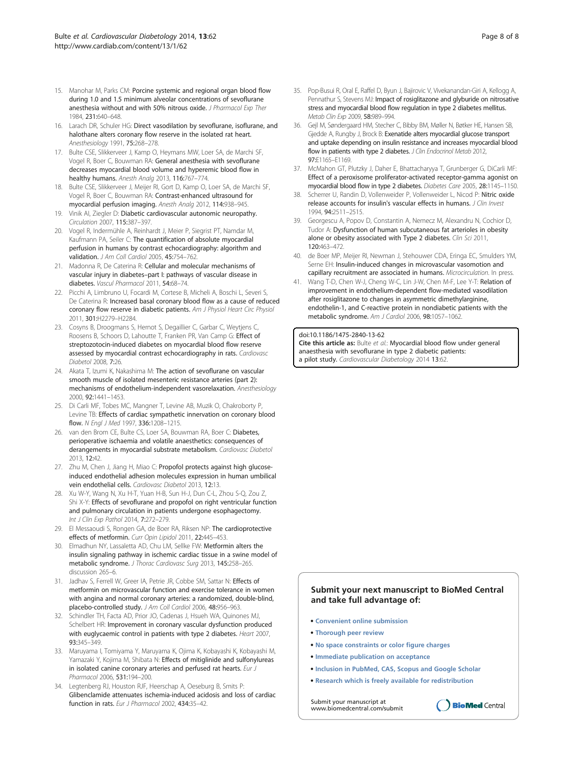15. Manohar M, Parks CM: **Porcine systemic and regional organ blood flow during 1.0 and 1.5 minimum alveolar concentrations of sevoflurane anesthesia without and with 50% nitrous oxide.** *J Pharmacol Exp Ther* 1984, **231**:640–648.
16. Larach DR, Schuler HG: **Direct vasodilation by sevoflurane, isoflurane, and halothane alters coronary flow reserve in the isolated rat heart.** *Anesthesiology* 1991, **75**:268–278.
17. Bulte CSE, Slikkerveer J, Kamp O, Heymans MW, Loer SA, de Marchi SF, Vogel R, Boer C, Bouwman RA: **General anesthesia with sevoflurane decreases myocardial blood volume and hyperemic blood flow in healthy humans.** *Anesth Analg* 2013, **116**:767–774.
18. Bulte CSE, Slikkerveer J, Meijer RI, Gort D, Kamp O, Loer SA, de Marchi SF, Vogel R, Boer C, Bouwman RA: **Contrast-enhanced ultrasound for myocardial perfusion imaging.** *Anesth Analg* 2012, **114**:938–945.
19. Vinik AI, Ziegler D: **Diabetic cardiovascular autonomic neuropathy.** *Circulation* 2007, **115**:387–397.
20. Vogel R, Indermühle A, Reinhardt J, Meier P, Siegrist PT, Namdar M, Kaufmann PA, Seiler C: **The quantification of absolute myocardial perfusion in humans by contrast echocardiography: algorithm and validation.** *J Am Coll Cardiol* 2005, **45**:754–762.
21. Madonna R, De Caterina R: **Cellular and molecular mechanisms of vascular injury in diabetes–part I: pathways of vascular disease in diabetes.** *Vascul Pharmacol* 2011, **54**:68–74.
22. Picchi A, Limbruno U, Focardi M, Cortese B, Micheli A, Boschi L, Severi S, De Caterina R: **Increased basal coronary blood flow as a cause of reduced coronary flow reserve in diabetic patients.** *Am J Physiol Heart Circ Physiol* 2011, **301**:H2279–H2284.
23. Cosyns B, Droogmans S, Hernot S, Degaillier C, Garbar C, Weytjens C, Roosens B, Schoors D, Lahoutte T, Franken PR, Van Camp G: **Effect of streptozotocin-induced diabetes on myocardial blood flow reserve assessed by myocardial contrast echocardiography in rats.** *Cardiovasc Diabetol* 2008, **7**:26.
24. Akata T, Izumi K, Nakashima M: **The action of sevoflurane on vascular smooth muscle of isolated mesenteric resistance arteries (part 2): mechanisms of endothelium-independent vasorelaxation.** *Anesthesiology* 2000, **92**:1441–1453.
25. Di Carli MF, Tobes MC, Mangner T, Levine AB, Muzik O, Chakroborty P, Levine TB: **Effects of cardiac sympathetic innervation on coronary blood flow.** *N Engl J Med* 1997, **336**:1208–1215.
26. van den Brom CE, Bulte CS, Loer SA, Bouwman RA, Boer C: **Diabetes, perioperative ischaemia and volatile anaesthetics: consequences of derangements in myocardial substrate metabolism.** *Cardiovasc Diabetol* 2013, **12**:42.
27. Zhu M, Chen J, Jiang H, Miao C: **Propofol protects against high glucose-induced endothelial adhesion molecules expression in human umbilical vein endothelial cells.** *Cardiovasc Diabetol* 2013, **12**:13.
28. Xu W-Y, Wang N, Xu H-T, Yuan H-B, Sun H-J, Dun C-L, Zhou S-Q, Zou Z, Shi X-Y: **Effects of sevoflurane and propofol on right ventricular function and pulmonary circulation in patients undergone esophagectomy.** *Int J Clin Exp Pathol* 2014, **7**:272–279.
29. El Messaoudi S, Rongen GA, de Boer RA, Riksen NP: **The cardioprotective effects of metformin.** *Curr Opin Lipidol* 2011, **22**:445–453.
30. Elmadhun NY, Lassaletta AD, Chu LM, Sellke FW: **Metformin alters the insulin signaling pathway in ischemic cardiac tissue in a swine model of metabolic syndrome.** *J Thorac Cardiovasc Surg* 2013, **145**:258–265. discussion 265–6.
31. Jadhav S, Ferrell W, Greer IA, Petrie JR, Cobbe SM, Sattar N: **Effects of metformin on microvascular function and exercise tolerance in women with angina and normal coronary arteries: a randomized, double-blind, placebo-controlled study.** *J Am Coll Cardiol* 2006, **48**:956–963.
32. Schindler TH, Facta AD, Prior JO, Cadenas J, Hsueh WA, Quinones MJ, Schelbert HR: **Improvement in coronary vascular dysfunction produced with euglycaemic control in patients with type 2 diabetes.** *Heart* 2007, **93**:345–349.
33. Maruyama I, Tomiyama Y, Maruyama K, Ojima K, Kobayashi K, Kobayashi M, Yamazaki Y, Kojima M, Shibata N: **Effects of mitiglinide and sulfonylureas in isolated canine coronary arteries and perfused rat hearts.** *Eur J Pharmacol* 2006, **531**:194–200.
34. Legtenberg RJ, Houston RJF, Heerschap A, Oeseburg B, Smits P: **Glibenclamide attenuates ischemia-induced acidosis and loss of cardiac function in rats.** *Eur J Pharmacol* 2002, **434**:35–42.
35. Pop-Busui R, Oral E, Raffel D, Byun J, Bajirovic V, Vivekanandan-Giri A, Kellogg A, Pennathur S, Stevens MJ: **Impact of rosiglitazone and glyburide on nitrosative stress and myocardial blood flow regulation in type 2 diabetes mellitus.** *Metab Clin Exp* 2009, **58**:989–994.
36. Gejl M, Søndergaard HM, Stecher C, Bibby BM, Møller N, Bøtker HE, Hansen SB, Gjedde A, Rungby J, Brock B: **Exenatide alters myocardial glucose transport and uptake depending on insulin resistance and increases myocardial blood flow in patients with type 2 diabetes.** *J Clin Endocrinol Metab* 2012, **97**:E1165–E1169.
37. McMahon GT, Plutzky J, Daher E, Bhattacharyya T, Grunberger G, DiCarli MF: **Effect of a peroxisome proliferator-activated receptor-gamma agonist on myocardial blood flow in type 2 diabetes.** *Diabetes Care* 2005, **28**:1145–1150.
38. Scherrer U, Randin D, Vollenweider P, Vollenweider L, Nicod P: **Nitric oxide release accounts for insulin's vascular effects in humans.** *J Clin Invest* 1994, **94**:2511–2515.
39. Georgescu A, Popov D, Constantin A, Nemecz M, Alexandru N, Cochior D, Tudor A: **Dysfunction of human subcutaneous fat arterioles in obesity alone or obesity associated with Type 2 diabetes.** *Clin Sci* 2011, **120**:463–472.
40. de Boer MP, Meijer RI, Newman J, Stehouwer CDA, Eringa EC, Smulders YM, Serne EH: **Insulin-induced changes in microvascular vasomotion and capillary recruitment are associated in humans.** *Microcirculation*. In press.
41. Wang T-D, Chen W-J, Cheng W-C, Lin J-W, Chen M-F, Lee Y-T: **Relation of improvement in endothelium-dependent flow-mediated vasodilation after rosiglitazone to changes in asymmetric dimethylarginine, endothelin-1, and C-reactive protein in nondiabetic patients with the metabolic syndrome.** *Am J Cardiol* 2006, **98**:1057–1062.

doi:10.1186/1475-2840-13-62
**Cite this article as:** Bulte *et al.*: Myocardial blood flow under general anaesthesia with sevoflurane in type 2 diabetic patients: a pilot study. *Cardiovascular Diabetology* 2014 13:62.